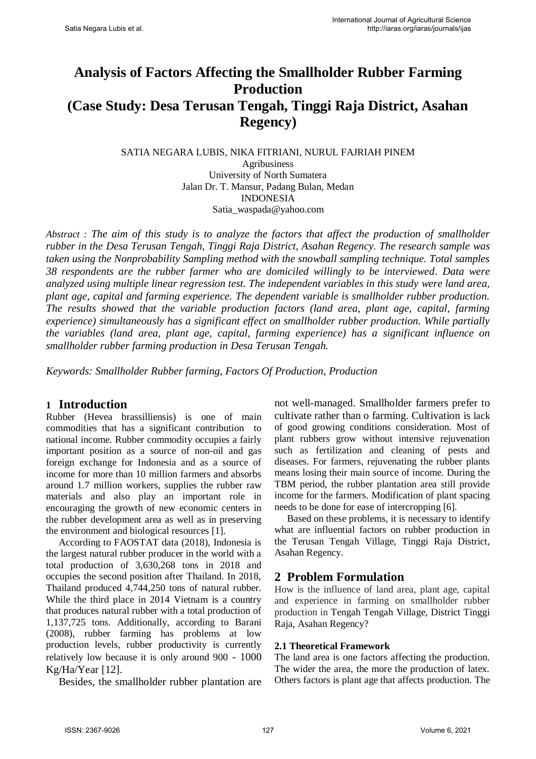# Analysis of Factors Affecting the Smallholder Rubber Farming Production (Case Study: Desa Terusan Tengah, Tinggi Raja District, Asahan Regency)

SATIA NEGARA LUBIS, NIKA FITRIANI, NURUL FAJRIAH PINEM
Agribusiness
University of North Sumatera
Jalan Dr. T. Mansur, Padang Bulan, Medan
INDONESIA
Satia_waspada@yahoo.com

*Abstract : The aim of this study is to analyze the factors that affect the production of smallholder rubber in the Desa Terusan Tengah, Tinggi Raja District, Asahan Regency. The research sample was taken using the Nonprobability Sampling method with the snowball sampling technique. Total samples 38 respondents are the rubber farmer who are domiciled willingly to be interviewed. Data were analyzed using multiple linear regression test. The independent variables in this study were land area, plant age, capital and farming experience. The dependent variable is smallholder rubber production. The results showed that the variable production factors (land area, plant age, capital, farming experience) simultaneously has a significant effect on smallholder rubber production. While partially the variables (land area, plant age, capital, farming experience) has a significant influence on smallholder rubber farming production in Desa Terusan Tengah.*

*Keywords: Smallholder Rubber farming, Factors Of Production, Production*

## 1 Introduction

Rubber (Hevea brassilliensis) is one of main commodities that has a significant contribution to national income. Rubber commodity occupies a fairly important position as a source of non-oil and gas foreign exchange for Indonesia and as a source of income for more than 10 million farmers and absorbs around 1.7 million workers, supplies the rubber raw materials and also play an important role in encouraging the growth of new economic centers in the rubber development area as well as in preserving the environment and biological resources [1].

According to FAOSTAT data (2018), Indonesia is the largest natural rubber producer in the world with a total production of 3,630,268 tons in 2018 and occupies the second position after Thailand. In 2018, Thailand produced 4,744,250 tons of natural rubber. While the third place in 2014 Vietnam is a country that produces natural rubber with a total production of 1,137,725 tons. Additionally, according to Barani (2008), rubber farming has problems at low production levels, rubber productivity is currently relatively low because it is only around 900 - 1000 Kg/Ha/Year [12].

Besides, the smallholder rubber plantation are not well-managed. Smallholder farmers prefer to cultivate rather than o farming. Cultivation is lack of good growing conditions consideration. Most of plant rubbers grow without intensive rejuvenation such as fertilization and cleaning of pests and diseases. For farmers, rejuvenating the rubber plants means losing their main source of income. During the TBM period, the rubber plantation area still provide income for the farmers. Modification of plant spacing needs to be done for ease of intercropping [6].

Based on these problems, it is necessary to identify what are influential factors on rubber production in the Terusan Tengah Village, Tinggi Raja District, Asahan Regency.

## 2 Problem Formulation

How is the influence of land area, plant age, capital and experience in farming on smallholder rubber production in Tengah Tengah Village, District Tinggi Raja, Asahan Regency?

### 2.1 Theoretical Framework

The land area is one factors affecting the production. The wider the area, the more the production of latex. Others factors is plant age that affects production. The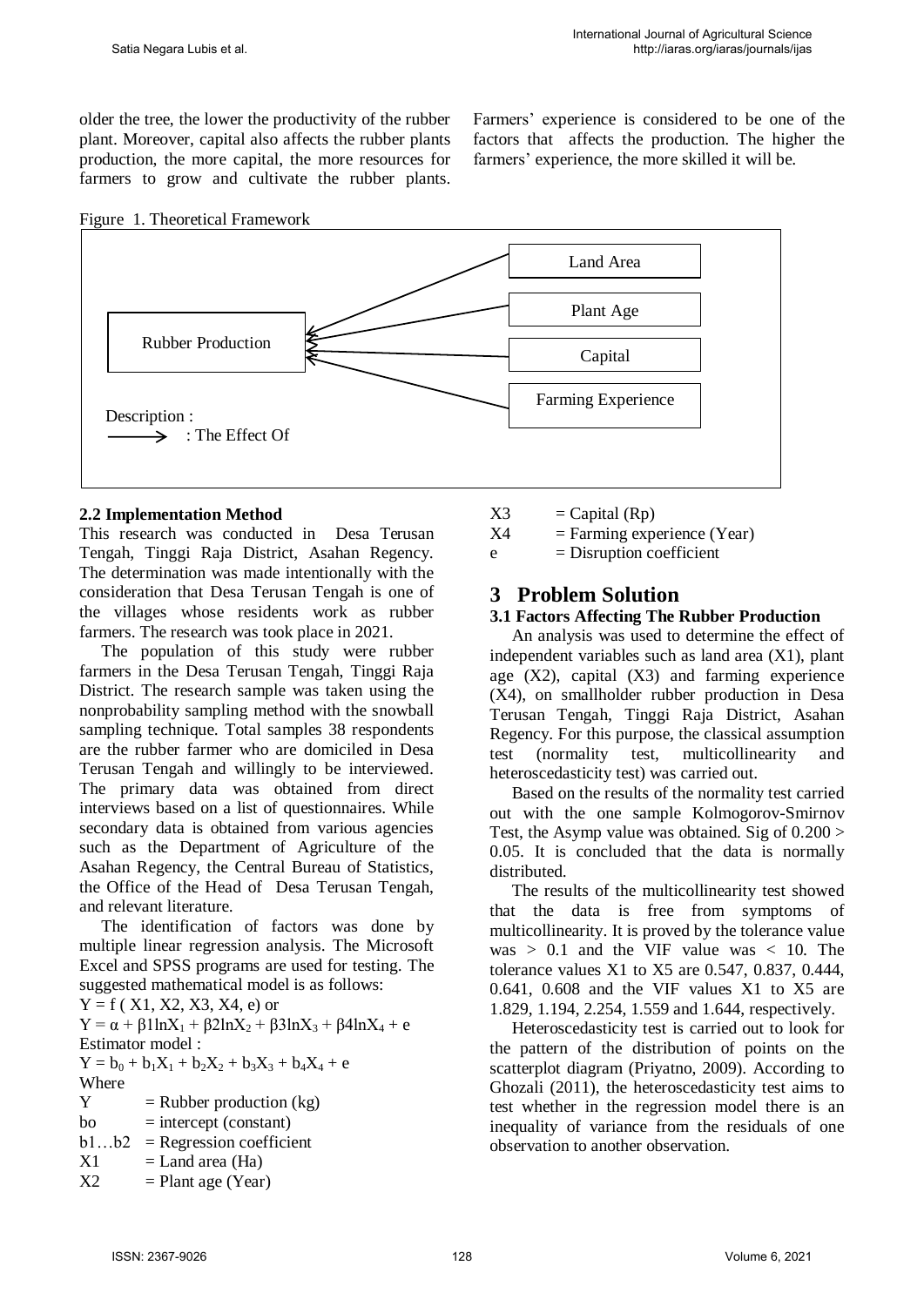older the tree, the lower the productivity of the rubber plant. Moreover, capital also affects the rubber plants production, the more capital, the more resources for farmers to grow and cultivate the rubber plants. Farmers' experience is considered to be one of the factors that affects the production. The higher the farmers' experience, the more skilled it will be.

Figure 1. Theoretical Framework

Land Area → Rubber Production
Plant Age → Rubber Production
Capital → Rubber Production
Farming Experience → Rubber Production

Description :
→ : The Effect Of

### 2.2 Implementation Method

This research was conducted in Desa Terusan Tengah, Tinggi Raja District, Asahan Regency. The determination was made intentionally with the consideration that Desa Terusan Tengah is one of the villages whose residents work as rubber farmers. The research was took place in 2021.

The population of this study were rubber farmers in the Desa Terusan Tengah, Tinggi Raja District. The research sample was taken using the nonprobability sampling method with the snowball sampling technique. Total samples 38 respondents are the rubber farmer who are domiciled in Desa Terusan Tengah and willingly to be interviewed. The primary data was obtained from direct interviews based on a list of questionnaires. While secondary data is obtained from various agencies such as the Department of Agriculture of the Asahan Regency, the Central Bureau of Statistics, the Office of the Head of Desa Terusan Tengah, and relevant literature.

The identification of factors was done by multiple linear regression analysis. The Microsoft Excel and SPSS programs are used for testing. The suggested mathematical model is as follows:

$Y = f(X1, X2, X3, X4, e)$ or

$Y = \alpha + \beta 1 \ln X_1 + \beta 2 \ln X_2 + \beta 3 \ln X_3 + \beta 4 \ln X_4 + e$

Estimator model :

$Y = b_0 + b_1X_1 + b_2X_2 + b_3X_3 + b_4X_4 + e$

Where

Y = Rubber production (kg)
bo = intercept (constant)
b1…b2 = Regression coefficient
X1 = Land area (Ha)
X2 = Plant age (Year)
X3 = Capital (Rp)
X4 = Farming experience (Year)
e = Disruption coefficient

# 3 Problem Solution

### 3.1 Factors Affecting The Rubber Production

An analysis was used to determine the effect of independent variables such as land area (X1), plant age (X2), capital (X3) and farming experience (X4), on smallholder rubber production in Desa Terusan Tengah, Tinggi Raja District, Asahan Regency. For this purpose, the classical assumption test (normality test, multicollinearity and heteroscedasticity test) was carried out.

Based on the results of the normality test carried out with the one sample Kolmogorov-Smirnov Test, the Asymp value was obtained. Sig of $0.200 > 0.05$. It is concluded that the data is normally distributed.

The results of the multicollinearity test showed that the data is free from symptoms of multicollinearity. It is proved by the tolerance value was $> 0.1$ and the VIF value was $< 10$. The tolerance values X1 to X5 are 0.547, 0.837, 0.444, 0.641, 0.608 and the VIF values X1 to X5 are 1.829, 1.194, 2.254, 1.559 and 1.644, respectively.

Heteroscedasticity test is carried out to look for the pattern of the distribution of points on the scatterplot diagram (Priyatno, 2009). According to Ghozali (2011), the heteroscedasticity test aims to test whether in the regression model there is an inequality of variance from the residuals of one observation to another observation.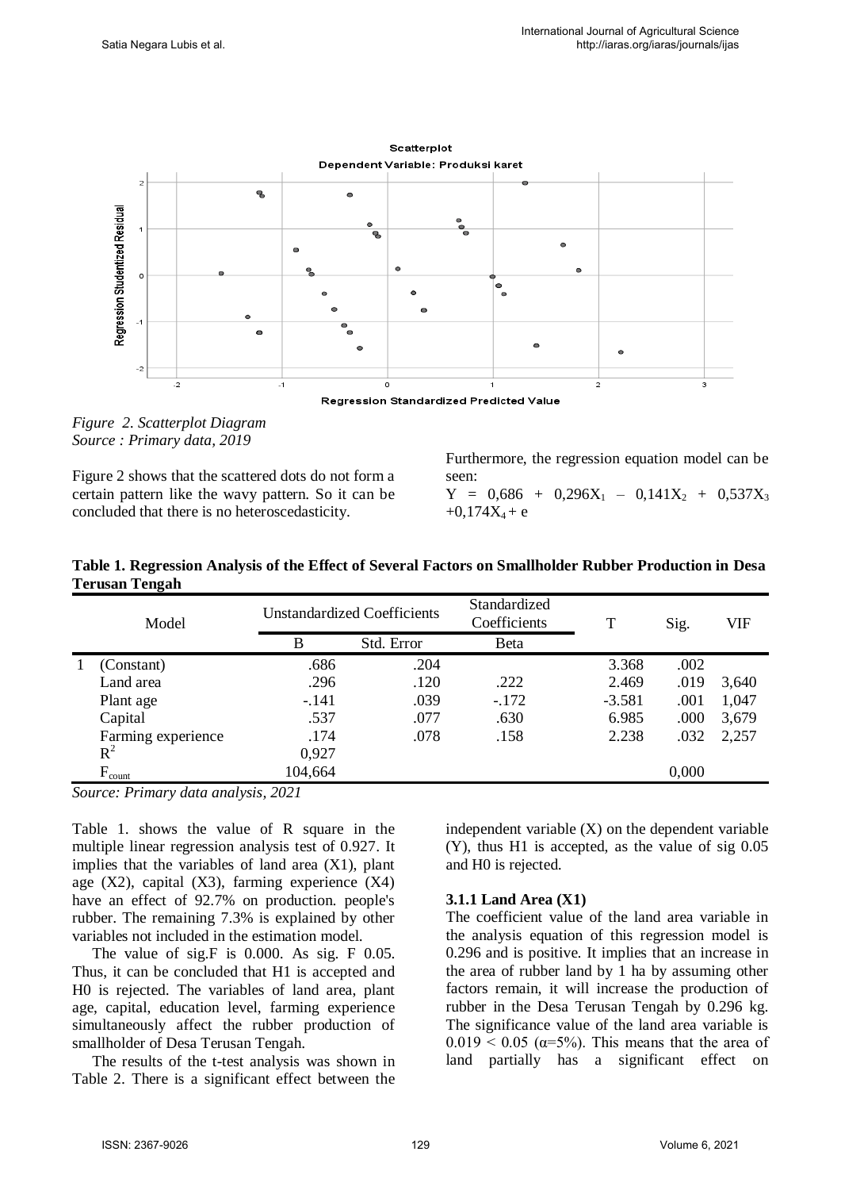Figure 2. Scatterplot Diagram
Source : Primary data, 2019

Figure 2 shows that the scattered dots do not form a certain pattern like the wavy pattern. So it can be concluded that there is no heteroscedasticity.

Furthermore, the regression equation model can be seen:

$Y = 0,686 + 0,296X_1 - 0,141X_2 + 0,537X_3 + 0,174X_4 + e$

**Table 1. Regression Analysis of the Effect of Several Factors on Smallholder Rubber Production in Desa Terusan Tengah**

| Model | | Unstandardized Coefficients | | Standardized Coefficients | T | Sig. | VIF |
|---|---|---|---|---|---|---|---|
| | | B | Std. Error | Beta | | | |
| 1 | (Constant) | .686 | .204 | | 3.368 | .002 | |
| | Land area | .296 | .120 | .222 | 2.469 | .019 | 3,640 |
| | Plant age | -.141 | .039 | -.172 | -3.581 | .001 | 1,047 |
| | Capital | .537 | .077 | .630 | 6.985 | .000 | 3,679 |
| | Farming experience | .174 | .078 | .158 | 2.238 | .032 | 2,257 |
| | $R^2$ | 0,927 | | | | | |
| | $F_{count}$ | 104,664 | | | | 0,000 | |

*Source: Primary data analysis, 2021*

Table 1. shows the value of R square in the multiple linear regression analysis test of 0.927. It implies that the variables of land area (X1), plant age (X2), capital (X3), farming experience (X4) have an effect of 92.7% on production. people's rubber. The remaining 7.3% is explained by other variables not included in the estimation model.

The value of sig.F is 0.000. As sig. F 0.05. Thus, it can be concluded that H1 is accepted and H0 is rejected. The variables of land area, plant age, capital, education level, farming experience simultaneously affect the rubber production of smallholder of Desa Terusan Tengah.

The results of the t-test analysis was shown in Table 2. There is a significant effect between the independent variable (X) on the dependent variable (Y), thus H1 is accepted, as the value of sig 0.05 and H0 is rejected.

### 3.1.1 Land Area (X1)

The coefficient value of the land area variable in the analysis equation of this regression model is 0.296 and is positive. It implies that an increase in the area of rubber land by 1 ha by assuming other factors remain, it will increase the production of rubber in the Desa Terusan Tengah by 0.296 kg. The significance value of the land area variable is $0.019 < 0.05$ ($\alpha$=5%). This means that the area of land partially has a significant effect on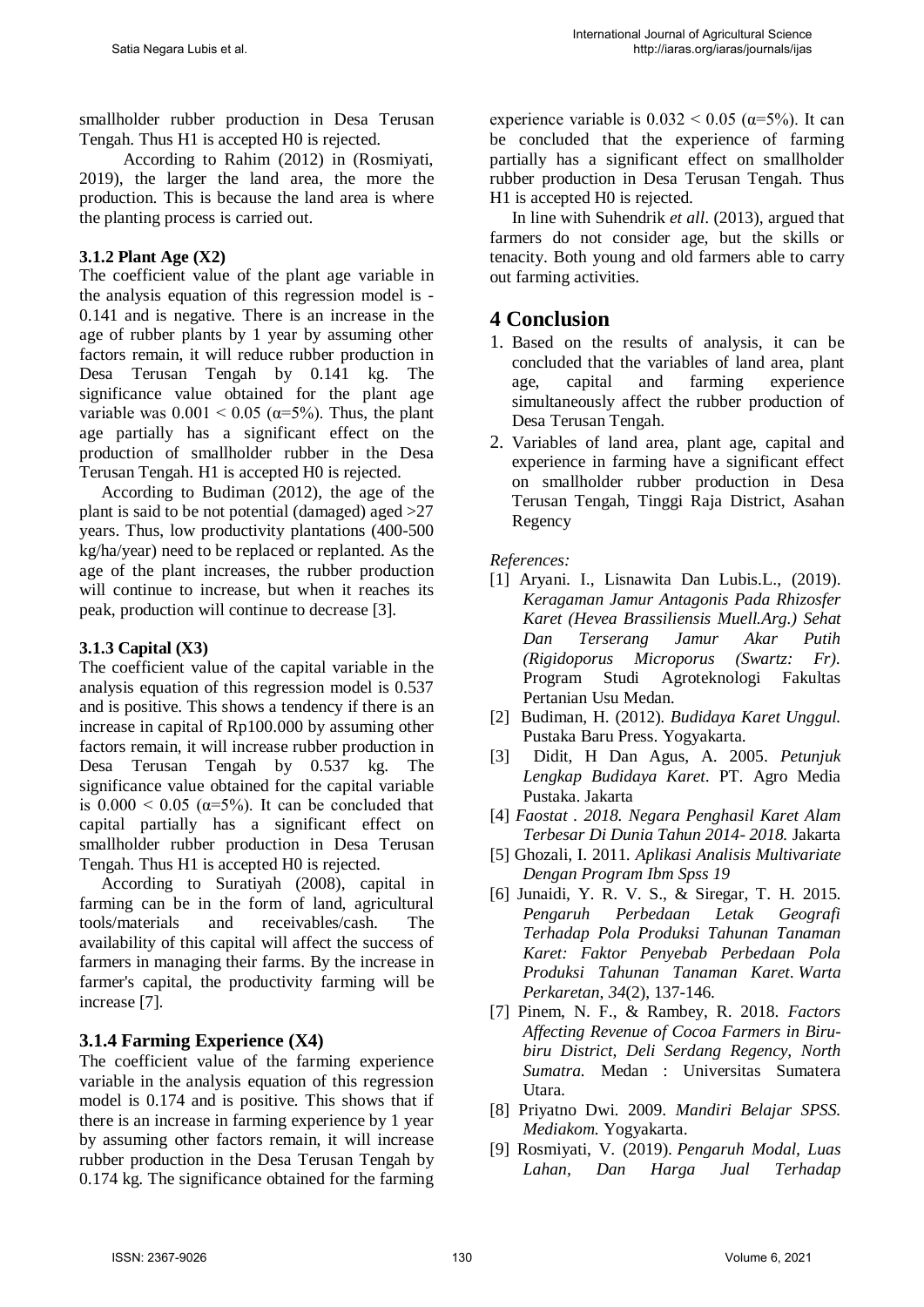smallholder rubber production in Desa Terusan Tengah. Thus H1 is accepted H0 is rejected.

According to Rahim (2012) in (Rosmiyati, 2019), the larger the land area, the more the production. This is because the land area is where the planting process is carried out.

### 3.1.2 Plant Age (X2)

The coefficient value of the plant age variable in the analysis equation of this regression model is -0.141 and is negative. There is an increase in the age of rubber plants by 1 year by assuming other factors remain, it will reduce rubber production in Desa Terusan Tengah by 0.141 kg. The significance value obtained for the plant age variable was $0.001 < 0.05$ ($\alpha$=5%). Thus, the plant age partially has a significant effect on the production of smallholder rubber in the Desa Terusan Tengah. H1 is accepted H0 is rejected.

According to Budiman (2012), the age of the plant is said to be not potential (damaged) aged >27 years. Thus, low productivity plantations (400-500 kg/ha/year) need to be replaced or replanted. As the age of the plant increases, the rubber production will continue to increase, but when it reaches its peak, production will continue to decrease [3].

### 3.1.3 Capital (X3)

The coefficient value of the capital variable in the analysis equation of this regression model is 0.537 and is positive. This shows a tendency if there is an increase in capital of Rp100.000 by assuming other factors remain, it will increase rubber production in Desa Terusan Tengah by 0.537 kg. The significance value obtained for the capital variable is $0.000 < 0.05$ ($\alpha$=5%). It can be concluded that capital partially has a significant effect on smallholder rubber production in Desa Terusan Tengah. Thus H1 is accepted H0 is rejected.

According to Suratiyah (2008), capital in farming can be in the form of land, agricultural tools/materials and receivables/cash. The availability of this capital will affect the success of farmers in managing their farms. By the increase in farmer's capital, the productivity farming will be increase [7].

### 3.1.4 Farming Experience (X4)

The coefficient value of the farming experience variable in the analysis equation of this regression model is 0.174 and is positive. This shows that if there is an increase in farming experience by 1 year by assuming other factors remain, it will increase rubber production in the Desa Terusan Tengah by 0.174 kg. The significance obtained for the farming experience variable is $0.032 < 0.05$ ($\alpha$=5%). It can be concluded that the experience of farming partially has a significant effect on smallholder rubber production in Desa Terusan Tengah. Thus H1 is accepted H0 is rejected.

In line with Suhendrik *et all*. (2013), argued that farmers do not consider age, but the skills or tenacity. Both young and old farmers able to carry out farming activities.

## 4 Conclusion

1. Based on the results of analysis, it can be concluded that the variables of land area, plant age, capital and farming experience simultaneously affect the rubber production of Desa Terusan Tengah.
2. Variables of land area, plant age, capital and experience in farming have a significant effect on smallholder rubber production in Desa Terusan Tengah, Tinggi Raja District, Asahan Regency

*References:*

[1] Aryani. I., Lisnawita Dan Lubis.L., (2019). *Keragaman Jamur Antagonis Pada Rhizosfer Karet (Hevea Brassiliensis Muell.Arg.) Sehat Dan Terserang Jamur Akar Putih (Rigidoporus Microporus (Swartz: Fr)*. Program Studi Agroteknologi Fakultas Pertanian Usu Medan.

[2] Budiman, H. (2012). *Budidaya Karet Unggul.* Pustaka Baru Press. Yogyakarta.

[3] Didit, H Dan Agus, A. 2005. *Petunjuk Lengkap Budidaya Karet*. PT. Agro Media Pustaka. Jakarta

[4] *Faostat . 2018. Negara Penghasil Karet Alam Terbesar Di Dunia Tahun 2014- 2018.* Jakarta

[5] Ghozali, I. 2011. *Aplikasi Analisis Multivariate Dengan Program Ibm Spss 19*

[6] Junaidi, Y. R. V. S., & Siregar, T. H. 2015. *Pengaruh Perbedaan Letak Geografi Terhadap Pola Produksi Tahunan Tanaman Karet: Faktor Penyebab Perbedaan Pola Produksi Tahunan Tanaman Karet. Warta Perkaretan*, *34*(2), 137-146.

[7] Pinem, N. F., & Rambey, R. 2018. *Factors Affecting Revenue of Cocoa Farmers in Biru-biru District, Deli Serdang Regency, North Sumatra.* Medan : Universitas Sumatera Utara.

[8] Priyatno Dwi. 2009. *Mandiri Belajar SPSS. Mediakom.* Yogyakarta.

[9] Rosmiyati, V. (2019). *Pengaruh Modal, Luas Lahan, Dan Harga Jual Terhadap*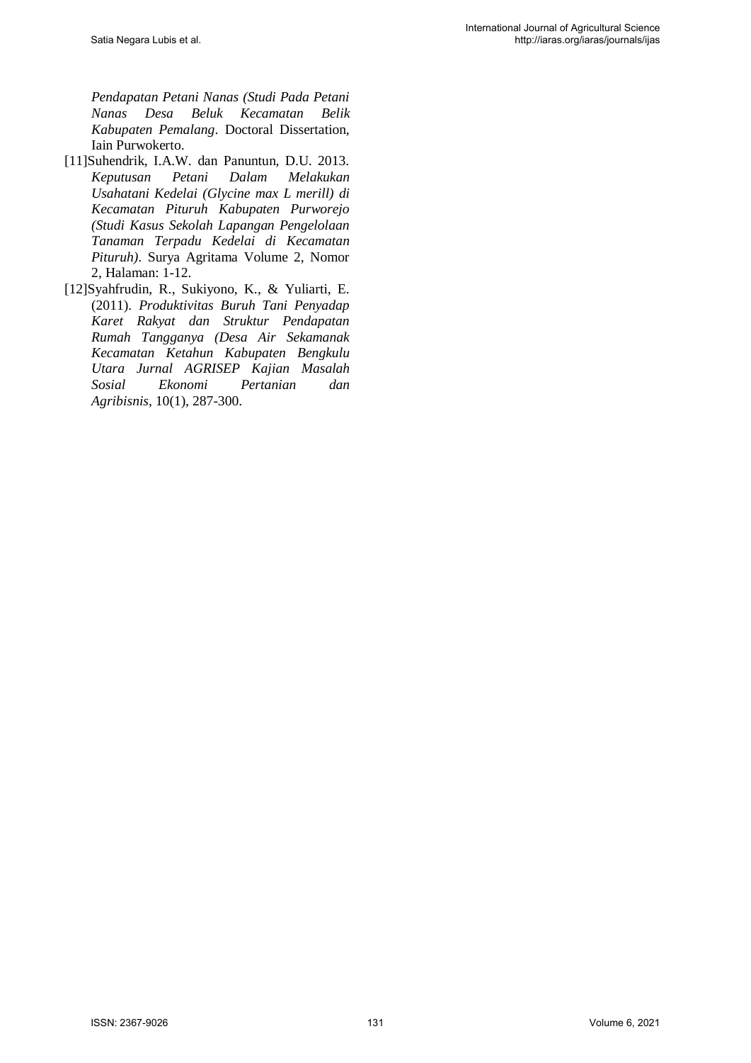*Pendapatan Petani Nanas (Studi Pada Petani Nanas Desa Beluk Kecamatan Belik Kabupaten Pemalang*. Doctoral Dissertation, Iain Purwokerto.

[11]Suhendrik, I.A.W. dan Panuntun, D.U. 2013. *Keputusan Petani Dalam Melakukan Usahatani Kedelai (Glycine max L merill) di Kecamatan Pituruh Kabupaten Purworejo (Studi Kasus Sekolah Lapangan Pengelolaan Tanaman Terpadu Kedelai di Kecamatan Pituruh)*. Surya Agritama Volume 2, Nomor 2, Halaman: 1-12.

[12]Syahfrudin, R., Sukiyono, K., & Yuliarti, E. (2011). *Produktivitas Buruh Tani Penyadap Karet Rakyat dan Struktur Pendapatan Rumah Tangganya (Desa Air Sekamanak Kecamatan Ketahun Kabupaten Bengkulu Utara Jurnal AGRISEP Kajian Masalah Sosial Ekonomi Pertanian dan Agribisnis*, 10(1), 287-300.